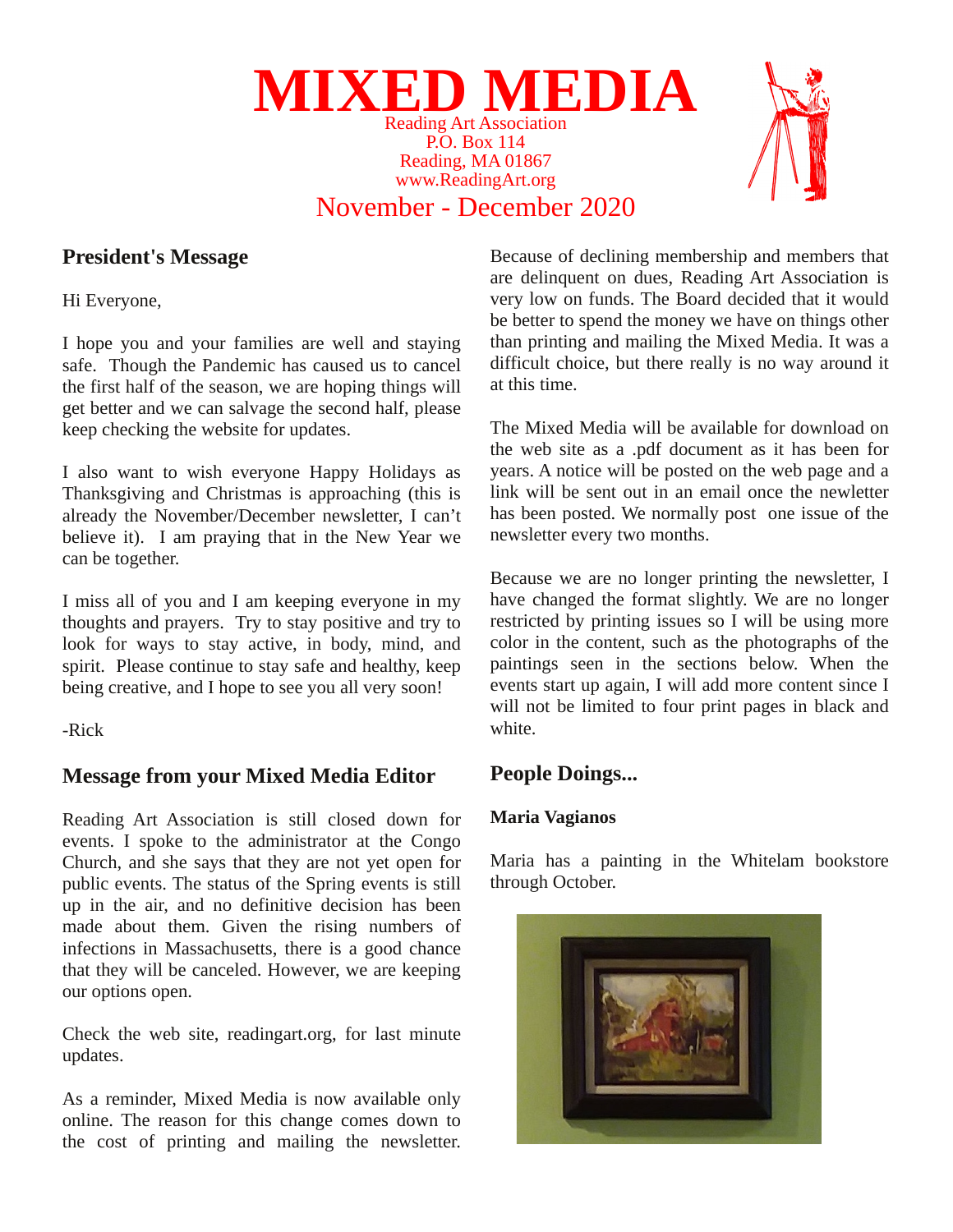# MIXED MEDIA

Reading Art Association
P.O. Box 114
Reading, MA 01867
www.ReadingArt.org

November - December 2020

## President's Message

Hi Everyone,

I hope you and your families are well and staying safe. Though the Pandemic has caused us to cancel the first half of the season, we are hoping things will get better and we can salvage the second half, please keep checking the website for updates.

I also want to wish everyone Happy Holidays as Thanksgiving and Christmas is approaching (this is already the November/December newsletter, I can't believe it). I am praying that in the New Year we can be together.

I miss all of you and I am keeping everyone in my thoughts and prayers. Try to stay positive and try to look for ways to stay active, in body, mind, and spirit. Please continue to stay safe and healthy, keep being creative, and I hope to see you all very soon!

-Rick

## Message from your Mixed Media Editor

Reading Art Association is still closed down for events. I spoke to the administrator at the Congo Church, and she says that they are not yet open for public events. The status of the Spring events is still up in the air, and no definitive decision has been made about them. Given the rising numbers of infections in Massachusetts, there is a good chance that they will be canceled. However, we are keeping our options open.

Check the web site, readingart.org, for last minute updates.

As a reminder, Mixed Media is now available only online. The reason for this change comes down to the cost of printing and mailing the newsletter. Because of declining membership and members that are delinquent on dues, Reading Art Association is very low on funds. The Board decided that it would be better to spend the money we have on things other than printing and mailing the Mixed Media. It was a difficult choice, but there really is no way around it at this time.

The Mixed Media will be available for download on the web site as a .pdf document as it has been for years. A notice will be posted on the web page and a link will be sent out in an email once the newletter has been posted. We normally post one issue of the newsletter every two months.

Because we are no longer printing the newsletter, I have changed the format slightly. We are no longer restricted by printing issues so I will be using more color in the content, such as the photographs of the paintings seen in the sections below. When the events start up again, I will add more content since I will not be limited to four print pages in black and white.

## People Doings...

### Maria Vagianos

Maria has a painting in the Whitelam bookstore through October.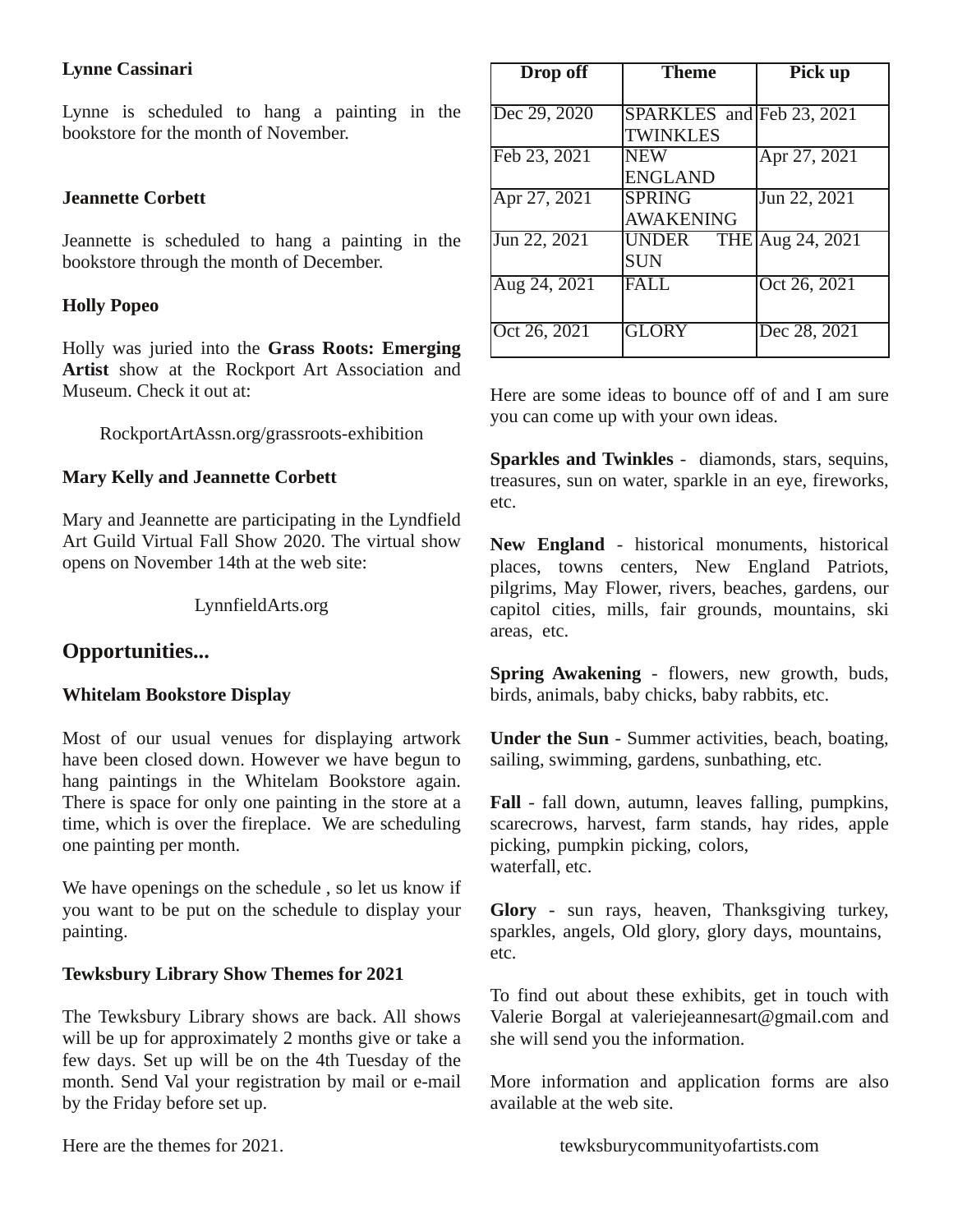**Lynne Cassinari**

Lynne is scheduled to hang a painting in the bookstore for the month of November.

**Jeannette Corbett**

Jeannette is scheduled to hang a painting in the bookstore through the month of December.

**Holly Popeo**

Holly was juried into the **Grass Roots: Emerging Artist** show at the Rockport Art Association and Museum. Check it out at:

RockportArtAssn.org/grassroots-exhibition

**Mary Kelly and Jeannette Corbett**

Mary and Jeannette are participating in the Lyndfield Art Guild Virtual Fall Show 2020. The virtual show opens on November 14th at the web site:

LynnfieldArts.org

## Opportunities...

**Whitelam Bookstore Display**

Most of our usual venues for displaying artwork have been closed down. However we have begun to hang paintings in the Whitelam Bookstore again. There is space for only one painting in the store at a time, which is over the fireplace. We are scheduling one painting per month.

We have openings on the schedule , so let us know if you want to be put on the schedule to display your painting.

**Tewksbury Library Show Themes for 2021**

The Tewksbury Library shows are back. All shows will be up for approximately 2 months give or take a few days. Set up will be on the 4th Tuesday of the month. Send Val your registration by mail or e-mail by the Friday before set up.

Here are the themes for 2021.

| Drop off | Theme | Pick up |
|---|---|---|
| Dec 29, 2020 | SPARKLES and TWINKLES | Feb 23, 2021 |
| Feb 23, 2021 | NEW ENGLAND | Apr 27, 2021 |
| Apr 27, 2021 | SPRING AWAKENING | Jun 22, 2021 |
| Jun 22, 2021 | UNDER THE SUN | Aug 24, 2021 |
| Aug 24, 2021 | FALL | Oct 26, 2021 |
| Oct 26, 2021 | GLORY | Dec 28, 2021 |

Here are some ideas to bounce off of and I am sure you can come up with your own ideas.

**Sparkles and Twinkles** - diamonds, stars, sequins, treasures, sun on water, sparkle in an eye, fireworks, etc.

**New England** - historical monuments, historical places, towns centers, New England Patriots, pilgrims, May Flower, rivers, beaches, gardens, our capitol cities, mills, fair grounds, mountains, ski areas, etc.

**Spring Awakening** - flowers, new growth, buds, birds, animals, baby chicks, baby rabbits, etc.

**Under the Sun** - Summer activities, beach, boating, sailing, swimming, gardens, sunbathing, etc.

**Fall** - fall down, autumn, leaves falling, pumpkins, scarecrows, harvest, farm stands, hay rides, apple picking, pumpkin picking, colors, waterfall, etc.

**Glory** - sun rays, heaven, Thanksgiving turkey, sparkles, angels, Old glory, glory days, mountains, etc.

To find out about these exhibits, get in touch with Valerie Borgal at valeriejeannesart@gmail.com and she will send you the information.

More information and application forms are also available at the web site.

tewksburycommunityofartists.com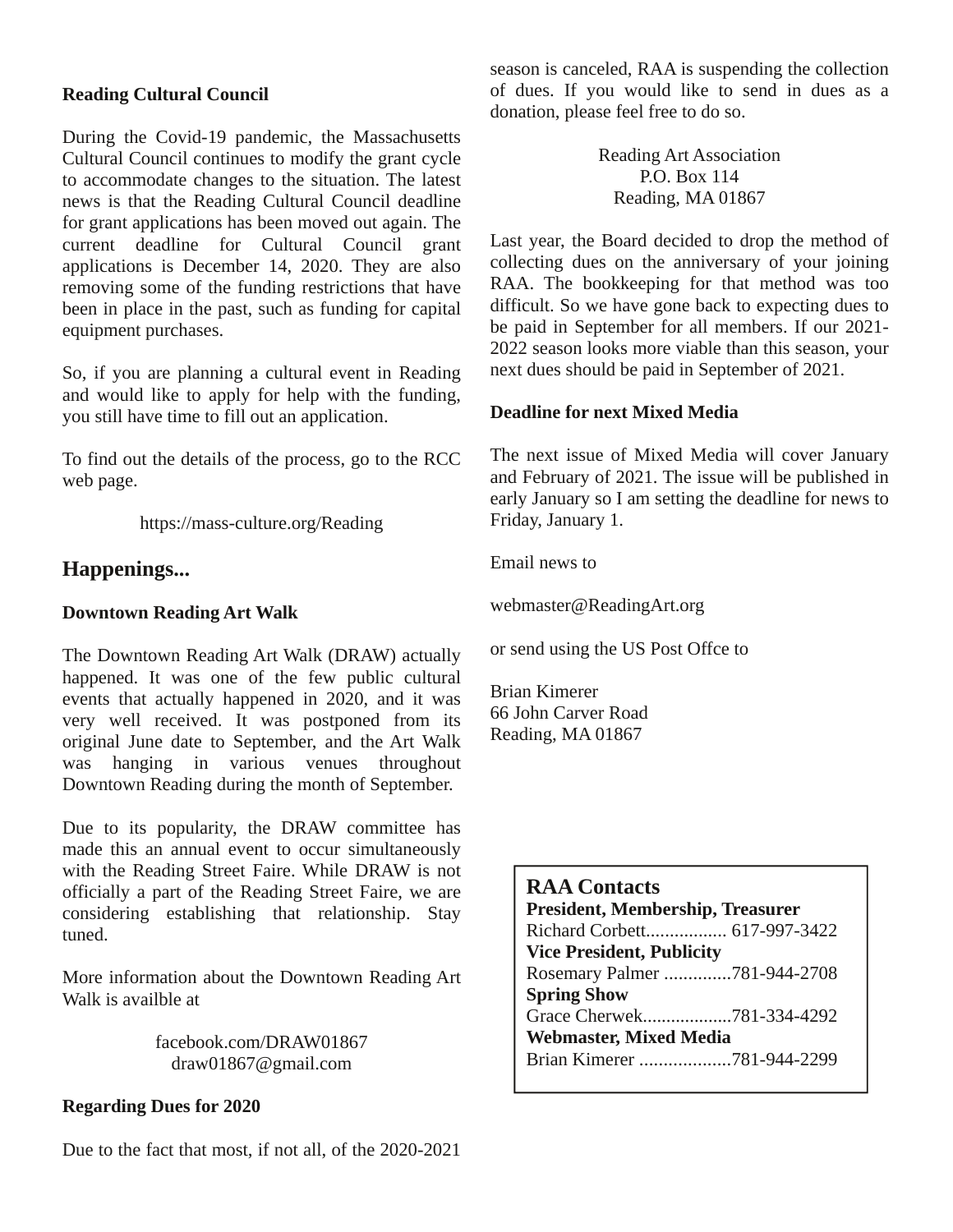### Reading Cultural Council

During the Covid-19 pandemic, the Massachusetts Cultural Council continues to modify the grant cycle to accommodate changes to the situation. The latest news is that the Reading Cultural Council deadline for grant applications has been moved out again. The current deadline for Cultural Council grant applications is December 14, 2020. They are also removing some of the funding restrictions that have been in place in the past, such as funding for capital equipment purchases.

So, if you are planning a cultural event in Reading and would like to apply for help with the funding, you still have time to fill out an application.

To find out the details of the process, go to the RCC web page.

https://mass-culture.org/Reading

## Happenings...

### Downtown Reading Art Walk

The Downtown Reading Art Walk (DRAW) actually happened. It was one of the few public cultural events that actually happened in 2020, and it was very well received. It was postponed from its original June date to September, and the Art Walk was hanging in various venues throughout Downtown Reading during the month of September.

Due to its popularity, the DRAW committee has made this an annual event to occur simultaneously with the Reading Street Faire. While DRAW is not officially a part of the Reading Street Faire, we are considering establishing that relationship. Stay tuned.

More information about the Downtown Reading Art Walk is availble at

facebook.com/DRAW01867
draw01867@gmail.com

### Regarding Dues for 2020

Due to the fact that most, if not all, of the 2020-2021 season is canceled, RAA is suspending the collection of dues. If you would like to send in dues as a donation, please feel free to do so.

Reading Art Association
P.O. Box 114
Reading, MA 01867

Last year, the Board decided to drop the method of collecting dues on the anniversary of your joining RAA. The bookkeeping for that method was too difficult. So we have gone back to expecting dues to be paid in September for all members. If our 2021-2022 season looks more viable than this season, your next dues should be paid in September of 2021.

### Deadline for next Mixed Media

The next issue of Mixed Media will cover January and February of 2021. The issue will be published in early January so I am setting the deadline for news to Friday, January 1.

Email news to

webmaster@ReadingArt.org

or send using the US Post Offce to

Brian Kimerer
66 John Carver Road
Reading, MA 01867

## RAA Contacts

**President, Membership, Treasurer**
Richard Corbett................. 617-997-3422
**Vice President, Publicity**
Rosemary Palmer ..............781-944-2708
**Spring Show**
Grace Cherwek...................781-334-4292
**Webmaster, Mixed Media**
Brian Kimerer ...................781-944-2299